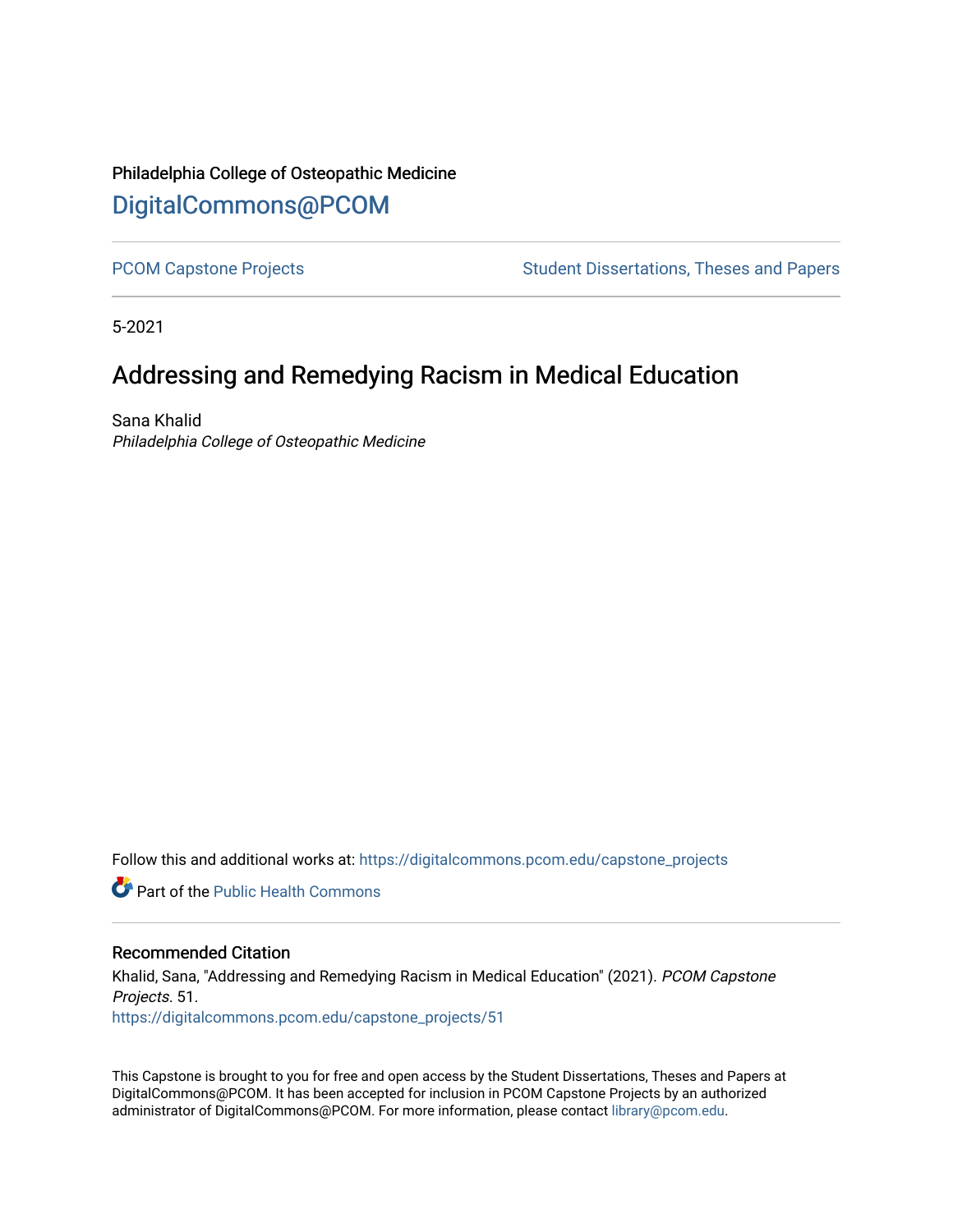Philadelphia College of Osteopathic Medicine

# DigitalCommons@PCOM

PCOM Capstone Projects — Student Dissertations, Theses and Papers

5-2021

# Addressing and Remedying Racism in Medical Education

Sana Khalid
*Philadelphia College of Osteopathic Medicine*

Follow this and additional works at: https://digitalcommons.pcom.edu/capstone_projects

Part of the Public Health Commons

## Recommended Citation

Khalid, Sana, "Addressing and Remedying Racism in Medical Education" (2021). *PCOM Capstone Projects*. 51.
https://digitalcommons.pcom.edu/capstone_projects/51

This Capstone is brought to you for free and open access by the Student Dissertations, Theses and Papers at DigitalCommons@PCOM. It has been accepted for inclusion in PCOM Capstone Projects by an authorized administrator of DigitalCommons@PCOM. For more information, please contact library@pcom.edu.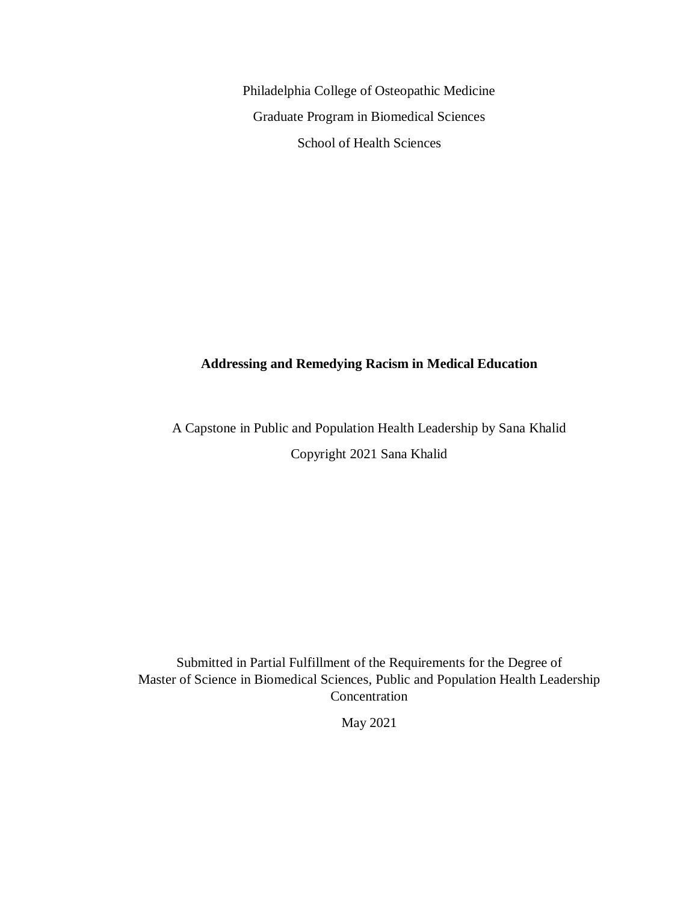Philadelphia College of Osteopathic Medicine

Graduate Program in Biomedical Sciences

School of Health Sciences

**Addressing and Remedying Racism in Medical Education**

A Capstone in Public and Population Health Leadership by Sana Khalid

Copyright 2021 Sana Khalid

Submitted in Partial Fulfillment of the Requirements for the Degree of
Master of Science in Biomedical Sciences, Public and Population Health Leadership Concentration

May 2021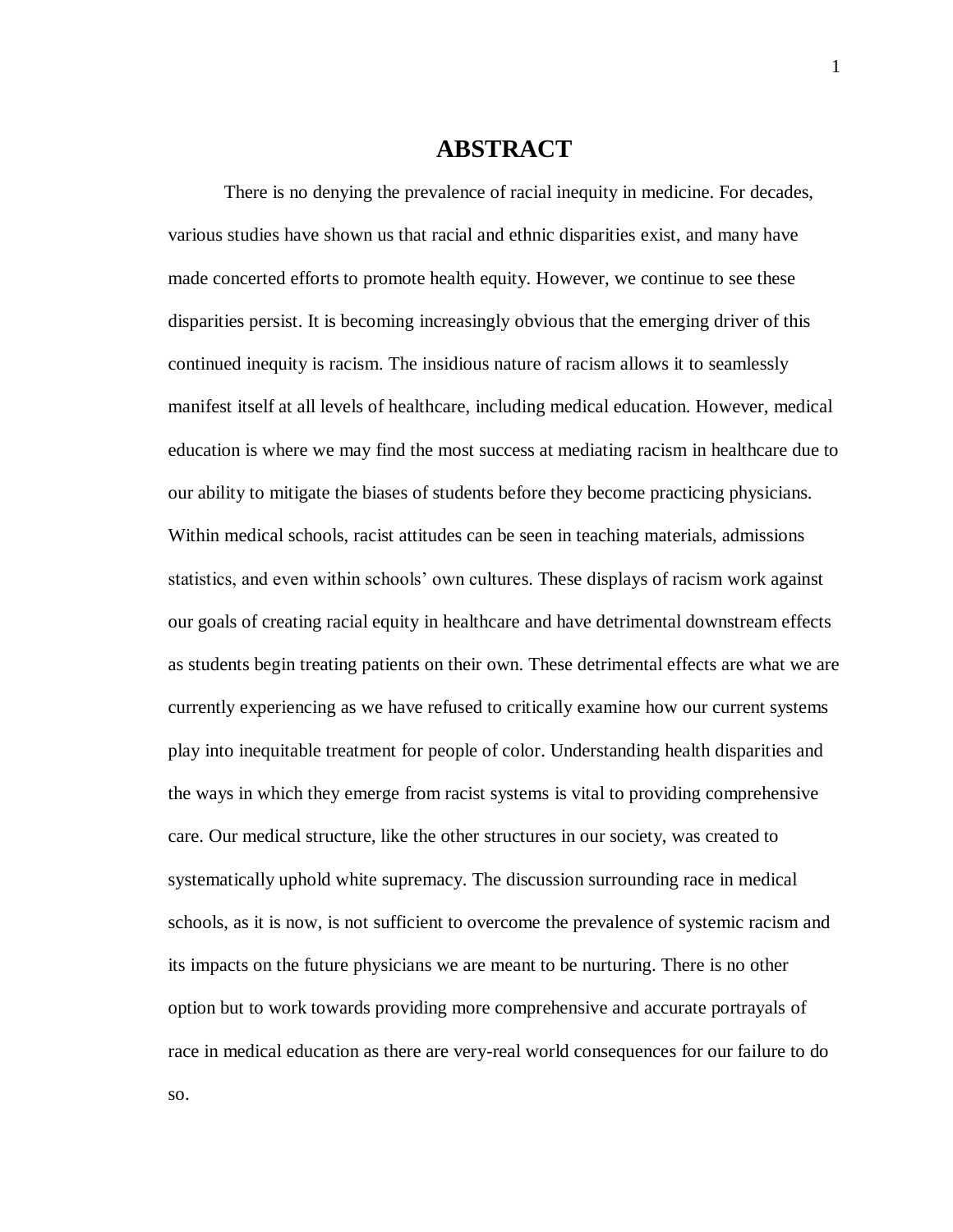# ABSTRACT

There is no denying the prevalence of racial inequity in medicine. For decades, various studies have shown us that racial and ethnic disparities exist, and many have made concerted efforts to promote health equity. However, we continue to see these disparities persist. It is becoming increasingly obvious that the emerging driver of this continued inequity is racism. The insidious nature of racism allows it to seamlessly manifest itself at all levels of healthcare, including medical education. However, medical education is where we may find the most success at mediating racism in healthcare due to our ability to mitigate the biases of students before they become practicing physicians. Within medical schools, racist attitudes can be seen in teaching materials, admissions statistics, and even within schools' own cultures. These displays of racism work against our goals of creating racial equity in healthcare and have detrimental downstream effects as students begin treating patients on their own. These detrimental effects are what we are currently experiencing as we have refused to critically examine how our current systems play into inequitable treatment for people of color. Understanding health disparities and the ways in which they emerge from racist systems is vital to providing comprehensive care. Our medical structure, like the other structures in our society, was created to systematically uphold white supremacy. The discussion surrounding race in medical schools, as it is now, is not sufficient to overcome the prevalence of systemic racism and its impacts on the future physicians we are meant to be nurturing. There is no other option but to work towards providing more comprehensive and accurate portrayals of race in medical education as there are very-real world consequences for our failure to do so.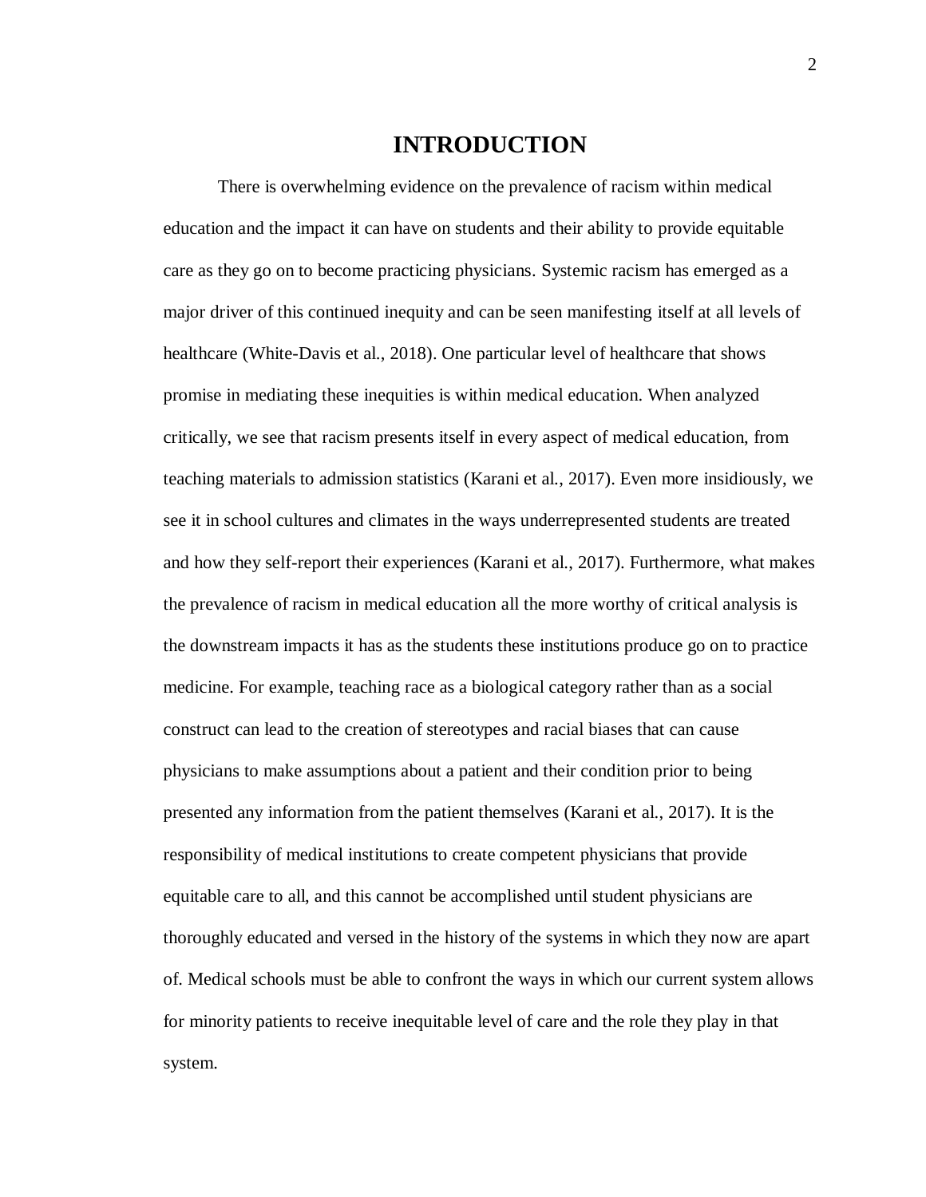# INTRODUCTION

There is overwhelming evidence on the prevalence of racism within medical education and the impact it can have on students and their ability to provide equitable care as they go on to become practicing physicians. Systemic racism has emerged as a major driver of this continued inequity and can be seen manifesting itself at all levels of healthcare (White-Davis et al., 2018). One particular level of healthcare that shows promise in mediating these inequities is within medical education. When analyzed critically, we see that racism presents itself in every aspect of medical education, from teaching materials to admission statistics (Karani et al., 2017). Even more insidiously, we see it in school cultures and climates in the ways underrepresented students are treated and how they self-report their experiences (Karani et al., 2017). Furthermore, what makes the prevalence of racism in medical education all the more worthy of critical analysis is the downstream impacts it has as the students these institutions produce go on to practice medicine. For example, teaching race as a biological category rather than as a social construct can lead to the creation of stereotypes and racial biases that can cause physicians to make assumptions about a patient and their condition prior to being presented any information from the patient themselves (Karani et al., 2017). It is the responsibility of medical institutions to create competent physicians that provide equitable care to all, and this cannot be accomplished until student physicians are thoroughly educated and versed in the history of the systems in which they now are apart of. Medical schools must be able to confront the ways in which our current system allows for minority patients to receive inequitable level of care and the role they play in that system.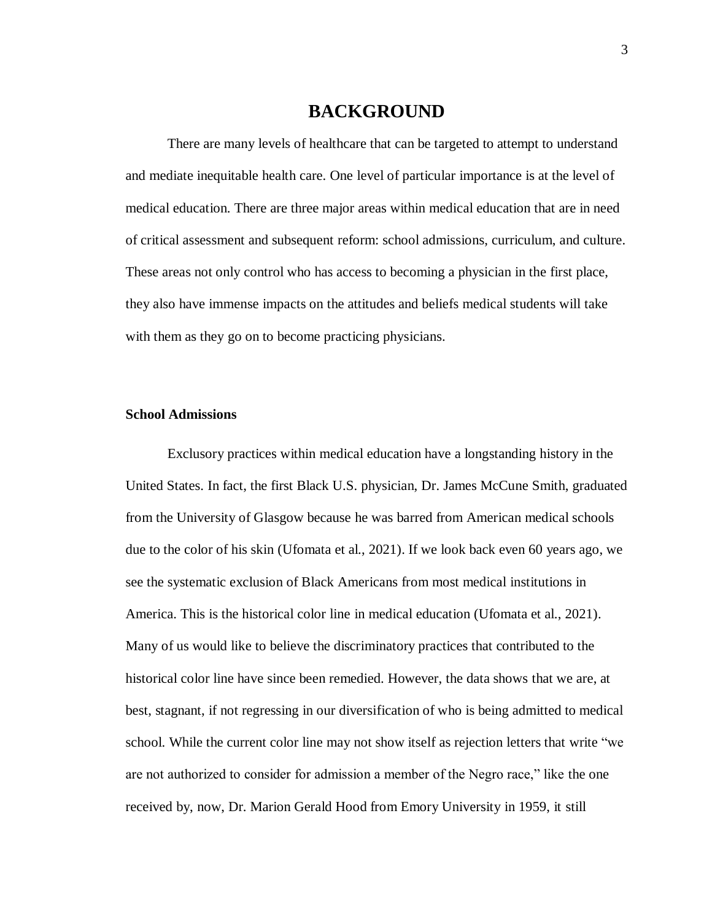# BACKGROUND

There are many levels of healthcare that can be targeted to attempt to understand and mediate inequitable health care. One level of particular importance is at the level of medical education. There are three major areas within medical education that are in need of critical assessment and subsequent reform: school admissions, curriculum, and culture. These areas not only control who has access to becoming a physician in the first place, they also have immense impacts on the attitudes and beliefs medical students will take with them as they go on to become practicing physicians.

## School Admissions

Exclusory practices within medical education have a longstanding history in the United States. In fact, the first Black U.S. physician, Dr. James McCune Smith, graduated from the University of Glasgow because he was barred from American medical schools due to the color of his skin (Ufomata et al., 2021). If we look back even 60 years ago, we see the systematic exclusion of Black Americans from most medical institutions in America. This is the historical color line in medical education (Ufomata et al., 2021). Many of us would like to believe the discriminatory practices that contributed to the historical color line have since been remedied. However, the data shows that we are, at best, stagnant, if not regressing in our diversification of who is being admitted to medical school. While the current color line may not show itself as rejection letters that write "we are not authorized to consider for admission a member of the Negro race," like the one received by, now, Dr. Marion Gerald Hood from Emory University in 1959, it still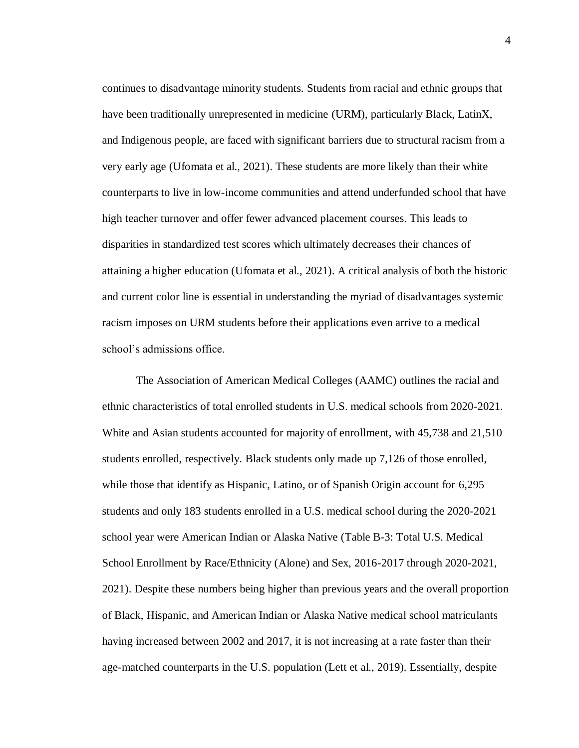continues to disadvantage minority students. Students from racial and ethnic groups that have been traditionally unrepresented in medicine (URM), particularly Black, LatinX, and Indigenous people, are faced with significant barriers due to structural racism from a very early age (Ufomata et al., 2021). These students are more likely than their white counterparts to live in low-income communities and attend underfunded school that have high teacher turnover and offer fewer advanced placement courses. This leads to disparities in standardized test scores which ultimately decreases their chances of attaining a higher education (Ufomata et al., 2021). A critical analysis of both the historic and current color line is essential in understanding the myriad of disadvantages systemic racism imposes on URM students before their applications even arrive to a medical school's admissions office.

The Association of American Medical Colleges (AAMC) outlines the racial and ethnic characteristics of total enrolled students in U.S. medical schools from 2020-2021. White and Asian students accounted for majority of enrollment, with 45,738 and 21,510 students enrolled, respectively. Black students only made up 7,126 of those enrolled, while those that identify as Hispanic, Latino, or of Spanish Origin account for 6,295 students and only 183 students enrolled in a U.S. medical school during the 2020-2021 school year were American Indian or Alaska Native (Table B-3: Total U.S. Medical School Enrollment by Race/Ethnicity (Alone) and Sex, 2016-2017 through 2020-2021, 2021). Despite these numbers being higher than previous years and the overall proportion of Black, Hispanic, and American Indian or Alaska Native medical school matriculants having increased between 2002 and 2017, it is not increasing at a rate faster than their age-matched counterparts in the U.S. population (Lett et al., 2019). Essentially, despite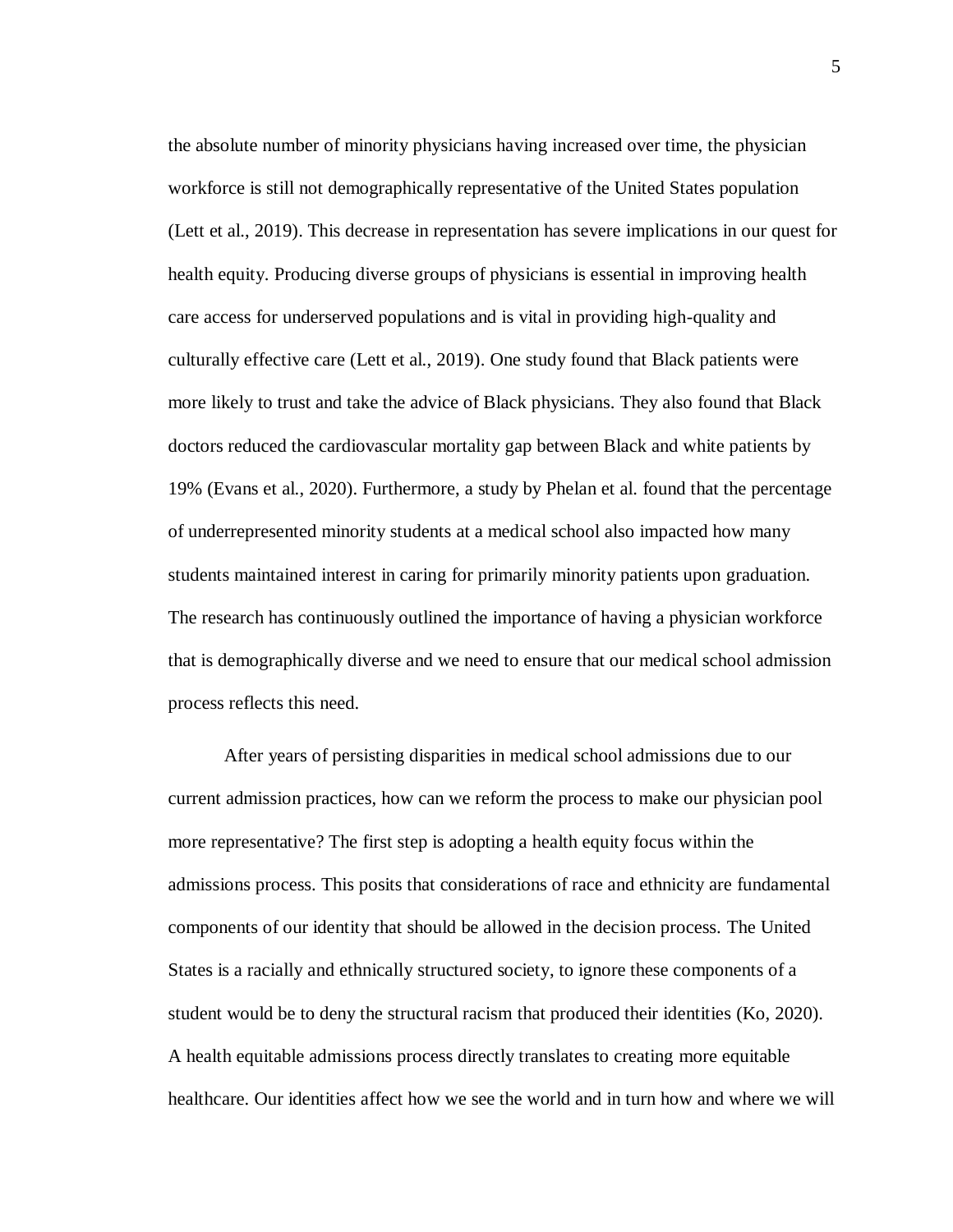the absolute number of minority physicians having increased over time, the physician workforce is still not demographically representative of the United States population (Lett et al., 2019). This decrease in representation has severe implications in our quest for health equity. Producing diverse groups of physicians is essential in improving health care access for underserved populations and is vital in providing high-quality and culturally effective care (Lett et al., 2019). One study found that Black patients were more likely to trust and take the advice of Black physicians. They also found that Black doctors reduced the cardiovascular mortality gap between Black and white patients by 19% (Evans et al., 2020). Furthermore, a study by Phelan et al. found that the percentage of underrepresented minority students at a medical school also impacted how many students maintained interest in caring for primarily minority patients upon graduation. The research has continuously outlined the importance of having a physician workforce that is demographically diverse and we need to ensure that our medical school admission process reflects this need.

After years of persisting disparities in medical school admissions due to our current admission practices, how can we reform the process to make our physician pool more representative? The first step is adopting a health equity focus within the admissions process. This posits that considerations of race and ethnicity are fundamental components of our identity that should be allowed in the decision process. The United States is a racially and ethnically structured society, to ignore these components of a student would be to deny the structural racism that produced their identities (Ko, 2020). A health equitable admissions process directly translates to creating more equitable healthcare. Our identities affect how we see the world and in turn how and where we will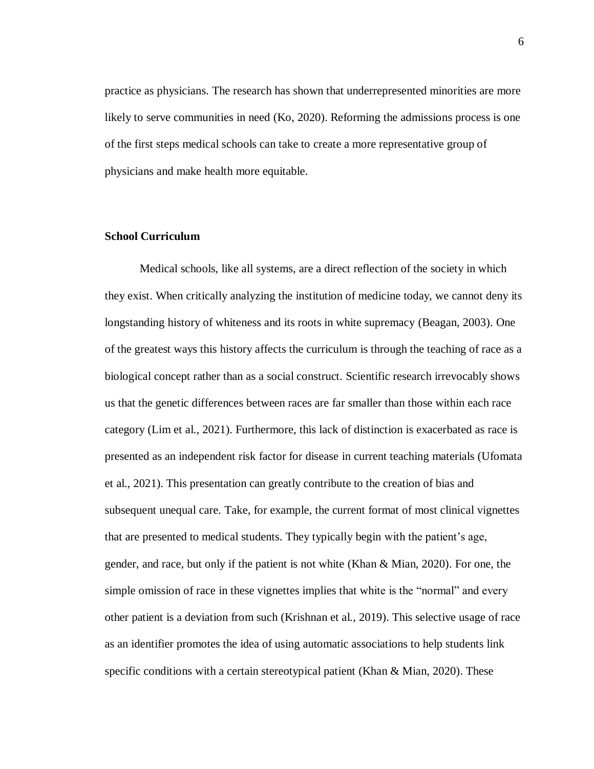practice as physicians. The research has shown that underrepresented minorities are more likely to serve communities in need (Ko, 2020). Reforming the admissions process is one of the first steps medical schools can take to create a more representative group of physicians and make health more equitable.

**School Curriculum**

Medical schools, like all systems, are a direct reflection of the society in which they exist. When critically analyzing the institution of medicine today, we cannot deny its longstanding history of whiteness and its roots in white supremacy (Beagan, 2003). One of the greatest ways this history affects the curriculum is through the teaching of race as a biological concept rather than as a social construct. Scientific research irrevocably shows us that the genetic differences between races are far smaller than those within each race category (Lim et al., 2021). Furthermore, this lack of distinction is exacerbated as race is presented as an independent risk factor for disease in current teaching materials (Ufomata et al., 2021). This presentation can greatly contribute to the creation of bias and subsequent unequal care. Take, for example, the current format of most clinical vignettes that are presented to medical students. They typically begin with the patient's age, gender, and race, but only if the patient is not white (Khan & Mian, 2020). For one, the simple omission of race in these vignettes implies that white is the "normal" and every other patient is a deviation from such (Krishnan et al., 2019). This selective usage of race as an identifier promotes the idea of using automatic associations to help students link specific conditions with a certain stereotypical patient (Khan & Mian, 2020). These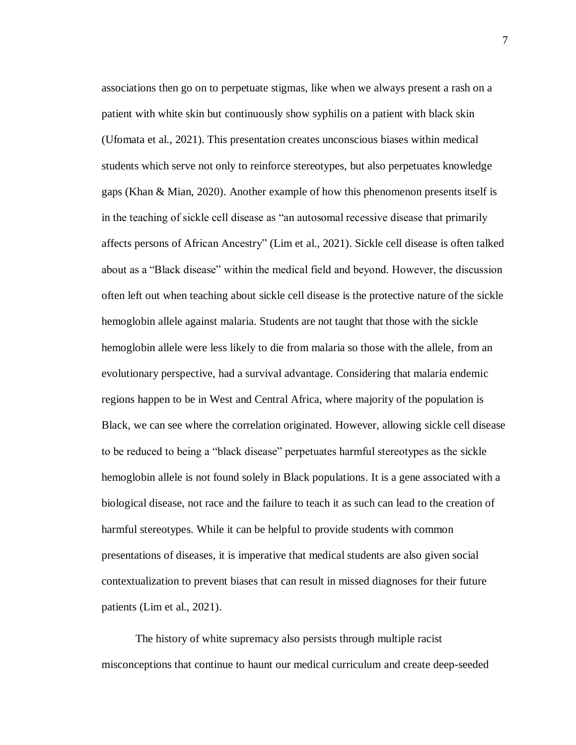associations then go on to perpetuate stigmas, like when we always present a rash on a patient with white skin but continuously show syphilis on a patient with black skin (Ufomata et al., 2021). This presentation creates unconscious biases within medical students which serve not only to reinforce stereotypes, but also perpetuates knowledge gaps (Khan & Mian, 2020). Another example of how this phenomenon presents itself is in the teaching of sickle cell disease as "an autosomal recessive disease that primarily affects persons of African Ancestry" (Lim et al., 2021). Sickle cell disease is often talked about as a "Black disease" within the medical field and beyond. However, the discussion often left out when teaching about sickle cell disease is the protective nature of the sickle hemoglobin allele against malaria. Students are not taught that those with the sickle hemoglobin allele were less likely to die from malaria so those with the allele, from an evolutionary perspective, had a survival advantage. Considering that malaria endemic regions happen to be in West and Central Africa, where majority of the population is Black, we can see where the correlation originated. However, allowing sickle cell disease to be reduced to being a "black disease" perpetuates harmful stereotypes as the sickle hemoglobin allele is not found solely in Black populations. It is a gene associated with a biological disease, not race and the failure to teach it as such can lead to the creation of harmful stereotypes. While it can be helpful to provide students with common presentations of diseases, it is imperative that medical students are also given social contextualization to prevent biases that can result in missed diagnoses for their future patients (Lim et al., 2021).

The history of white supremacy also persists through multiple racist misconceptions that continue to haunt our medical curriculum and create deep-seeded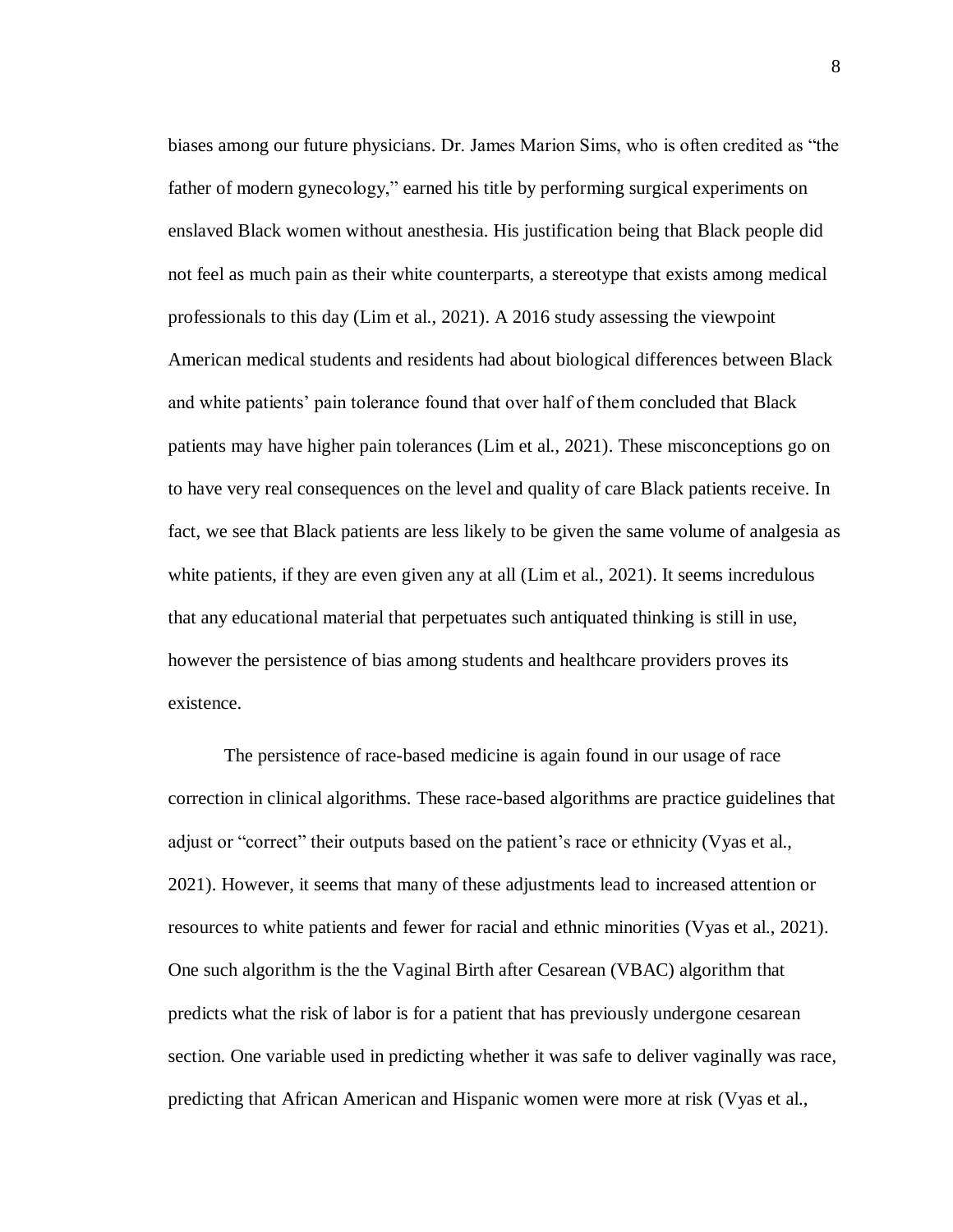biases among our future physicians. Dr. James Marion Sims, who is often credited as "the father of modern gynecology," earned his title by performing surgical experiments on enslaved Black women without anesthesia. His justification being that Black people did not feel as much pain as their white counterparts, a stereotype that exists among medical professionals to this day (Lim et al., 2021). A 2016 study assessing the viewpoint American medical students and residents had about biological differences between Black and white patients' pain tolerance found that over half of them concluded that Black patients may have higher pain tolerances (Lim et al., 2021). These misconceptions go on to have very real consequences on the level and quality of care Black patients receive. In fact, we see that Black patients are less likely to be given the same volume of analgesia as white patients, if they are even given any at all (Lim et al., 2021). It seems incredulous that any educational material that perpetuates such antiquated thinking is still in use, however the persistence of bias among students and healthcare providers proves its existence.

The persistence of race-based medicine is again found in our usage of race correction in clinical algorithms. These race-based algorithms are practice guidelines that adjust or "correct" their outputs based on the patient's race or ethnicity (Vyas et al., 2021). However, it seems that many of these adjustments lead to increased attention or resources to white patients and fewer for racial and ethnic minorities (Vyas et al., 2021). One such algorithm is the the Vaginal Birth after Cesarean (VBAC) algorithm that predicts what the risk of labor is for a patient that has previously undergone cesarean section. One variable used in predicting whether it was safe to deliver vaginally was race, predicting that African American and Hispanic women were more at risk (Vyas et al.,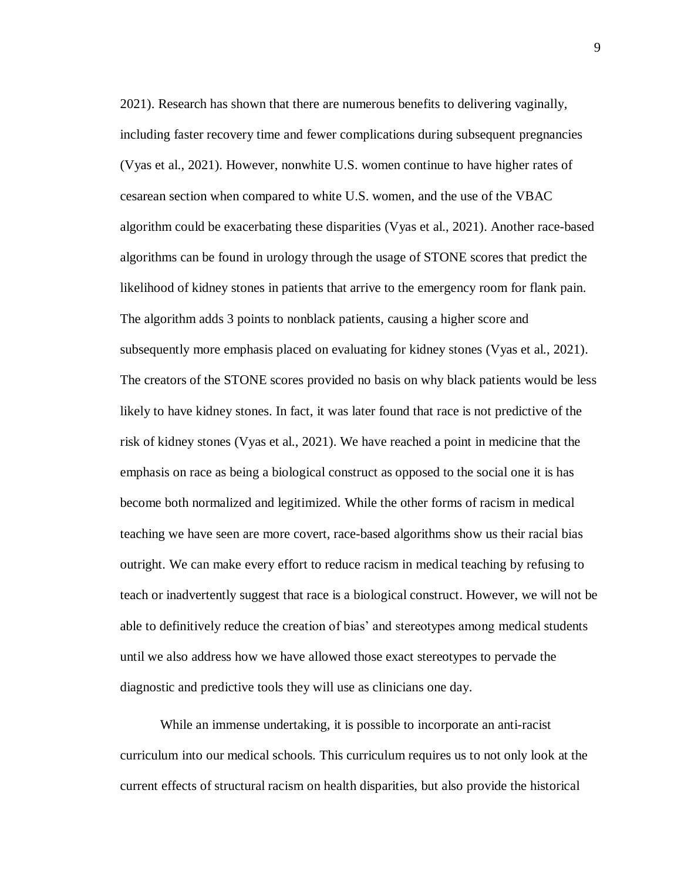2021). Research has shown that there are numerous benefits to delivering vaginally, including faster recovery time and fewer complications during subsequent pregnancies (Vyas et al., 2021). However, nonwhite U.S. women continue to have higher rates of cesarean section when compared to white U.S. women, and the use of the VBAC algorithm could be exacerbating these disparities (Vyas et al., 2021). Another race-based algorithms can be found in urology through the usage of STONE scores that predict the likelihood of kidney stones in patients that arrive to the emergency room for flank pain. The algorithm adds 3 points to nonblack patients, causing a higher score and subsequently more emphasis placed on evaluating for kidney stones (Vyas et al., 2021). The creators of the STONE scores provided no basis on why black patients would be less likely to have kidney stones. In fact, it was later found that race is not predictive of the risk of kidney stones (Vyas et al., 2021). We have reached a point in medicine that the emphasis on race as being a biological construct as opposed to the social one it is has become both normalized and legitimized. While the other forms of racism in medical teaching we have seen are more covert, race-based algorithms show us their racial bias outright. We can make every effort to reduce racism in medical teaching by refusing to teach or inadvertently suggest that race is a biological construct. However, we will not be able to definitively reduce the creation of bias' and stereotypes among medical students until we also address how we have allowed those exact stereotypes to pervade the diagnostic and predictive tools they will use as clinicians one day.

While an immense undertaking, it is possible to incorporate an anti-racist curriculum into our medical schools. This curriculum requires us to not only look at the current effects of structural racism on health disparities, but also provide the historical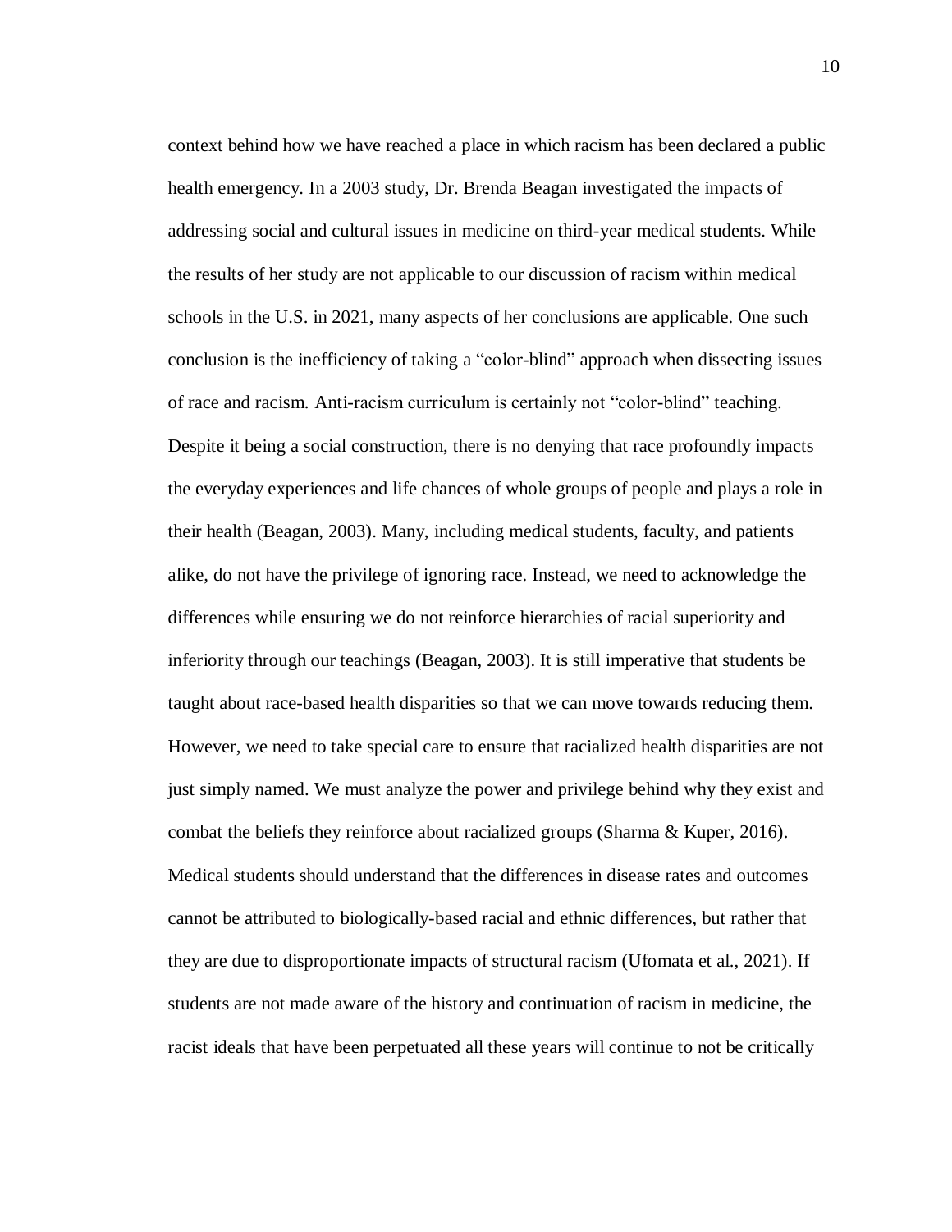context behind how we have reached a place in which racism has been declared a public health emergency. In a 2003 study, Dr. Brenda Beagan investigated the impacts of addressing social and cultural issues in medicine on third-year medical students. While the results of her study are not applicable to our discussion of racism within medical schools in the U.S. in 2021, many aspects of her conclusions are applicable. One such conclusion is the inefficiency of taking a "color-blind" approach when dissecting issues of race and racism. Anti-racism curriculum is certainly not "color-blind" teaching. Despite it being a social construction, there is no denying that race profoundly impacts the everyday experiences and life chances of whole groups of people and plays a role in their health (Beagan, 2003). Many, including medical students, faculty, and patients alike, do not have the privilege of ignoring race. Instead, we need to acknowledge the differences while ensuring we do not reinforce hierarchies of racial superiority and inferiority through our teachings (Beagan, 2003). It is still imperative that students be taught about race-based health disparities so that we can move towards reducing them. However, we need to take special care to ensure that racialized health disparities are not just simply named. We must analyze the power and privilege behind why they exist and combat the beliefs they reinforce about racialized groups (Sharma & Kuper, 2016). Medical students should understand that the differences in disease rates and outcomes cannot be attributed to biologically-based racial and ethnic differences, but rather that they are due to disproportionate impacts of structural racism (Ufomata et al., 2021). If students are not made aware of the history and continuation of racism in medicine, the racist ideals that have been perpetuated all these years will continue to not be critically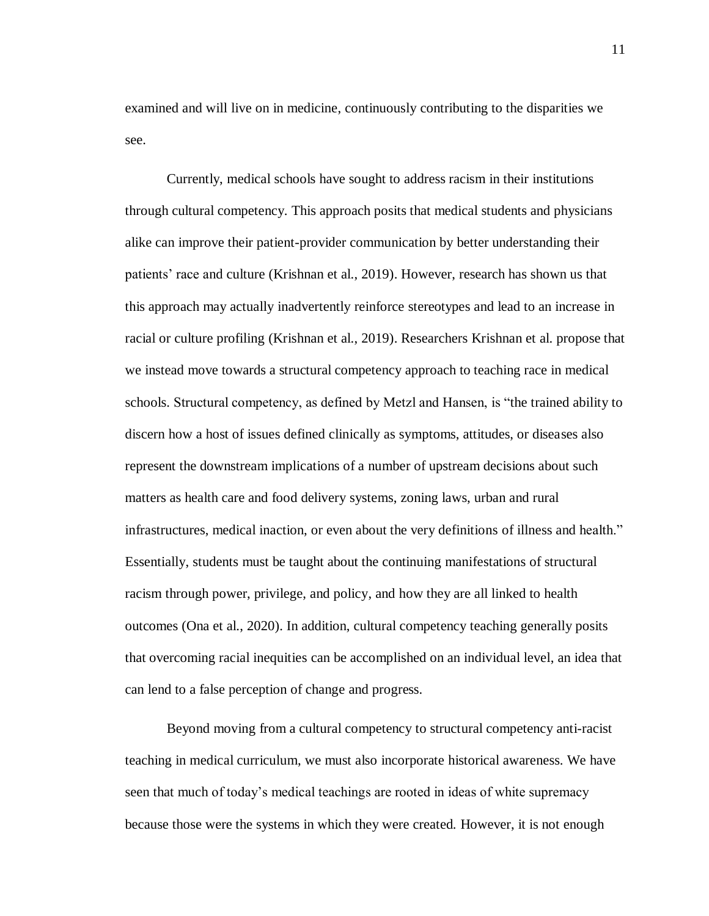examined and will live on in medicine, continuously contributing to the disparities we see.

Currently, medical schools have sought to address racism in their institutions through cultural competency. This approach posits that medical students and physicians alike can improve their patient-provider communication by better understanding their patients' race and culture (Krishnan et al., 2019). However, research has shown us that this approach may actually inadvertently reinforce stereotypes and lead to an increase in racial or culture profiling (Krishnan et al., 2019). Researchers Krishnan et al. propose that we instead move towards a structural competency approach to teaching race in medical schools. Structural competency, as defined by Metzl and Hansen, is "the trained ability to discern how a host of issues defined clinically as symptoms, attitudes, or diseases also represent the downstream implications of a number of upstream decisions about such matters as health care and food delivery systems, zoning laws, urban and rural infrastructures, medical inaction, or even about the very definitions of illness and health." Essentially, students must be taught about the continuing manifestations of structural racism through power, privilege, and policy, and how they are all linked to health outcomes (Ona et al., 2020). In addition, cultural competency teaching generally posits that overcoming racial inequities can be accomplished on an individual level, an idea that can lend to a false perception of change and progress.

Beyond moving from a cultural competency to structural competency anti-racist teaching in medical curriculum, we must also incorporate historical awareness. We have seen that much of today's medical teachings are rooted in ideas of white supremacy because those were the systems in which they were created. However, it is not enough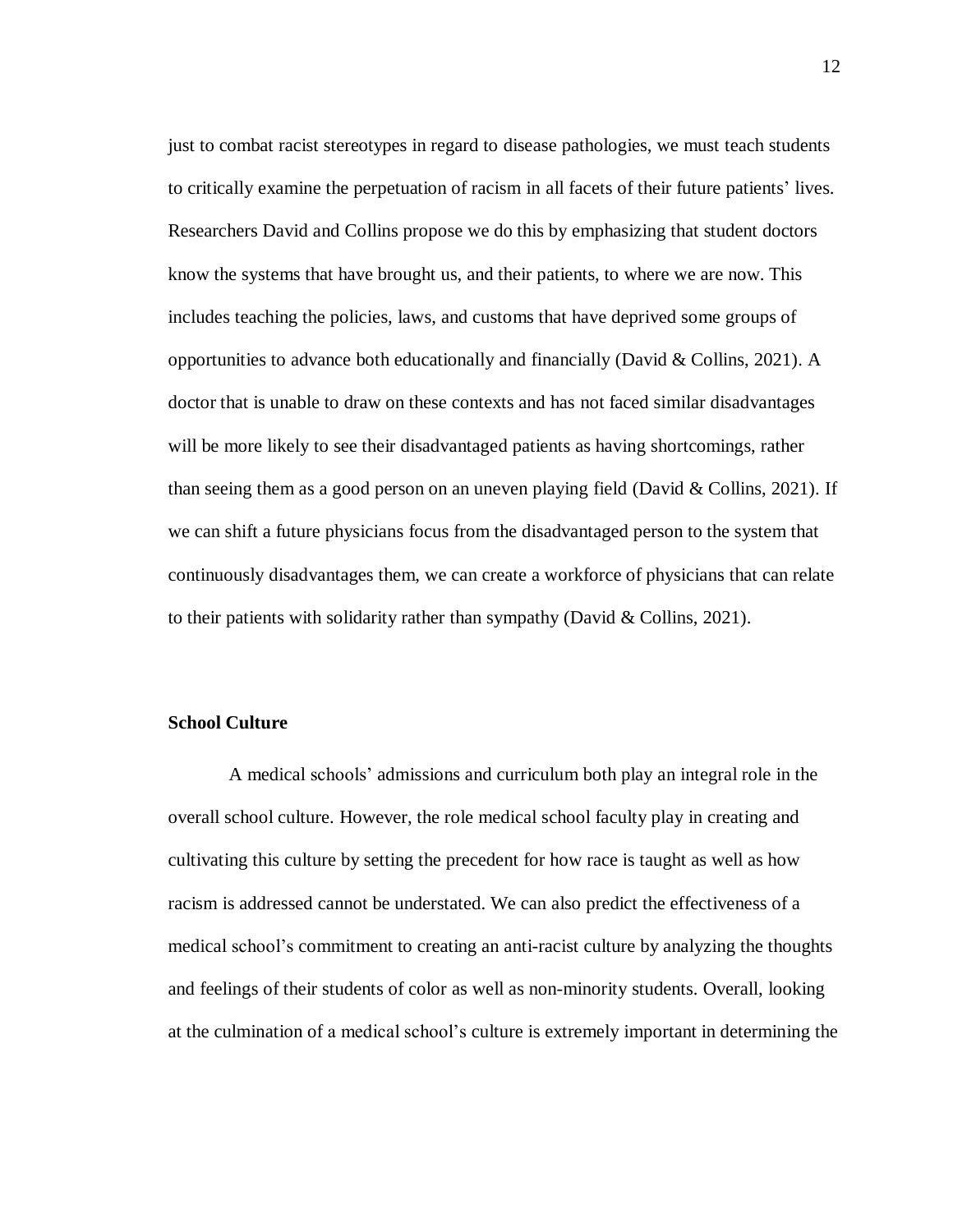just to combat racist stereotypes in regard to disease pathologies, we must teach students to critically examine the perpetuation of racism in all facets of their future patients' lives. Researchers David and Collins propose we do this by emphasizing that student doctors know the systems that have brought us, and their patients, to where we are now. This includes teaching the policies, laws, and customs that have deprived some groups of opportunities to advance both educationally and financially (David & Collins, 2021). A doctor that is unable to draw on these contexts and has not faced similar disadvantages will be more likely to see their disadvantaged patients as having shortcomings, rather than seeing them as a good person on an uneven playing field (David & Collins, 2021). If we can shift a future physicians focus from the disadvantaged person to the system that continuously disadvantages them, we can create a workforce of physicians that can relate to their patients with solidarity rather than sympathy (David & Collins, 2021).

**School Culture**

A medical schools' admissions and curriculum both play an integral role in the overall school culture. However, the role medical school faculty play in creating and cultivating this culture by setting the precedent for how race is taught as well as how racism is addressed cannot be understated. We can also predict the effectiveness of a medical school's commitment to creating an anti-racist culture by analyzing the thoughts and feelings of their students of color as well as non-minority students. Overall, looking at the culmination of a medical school's culture is extremely important in determining the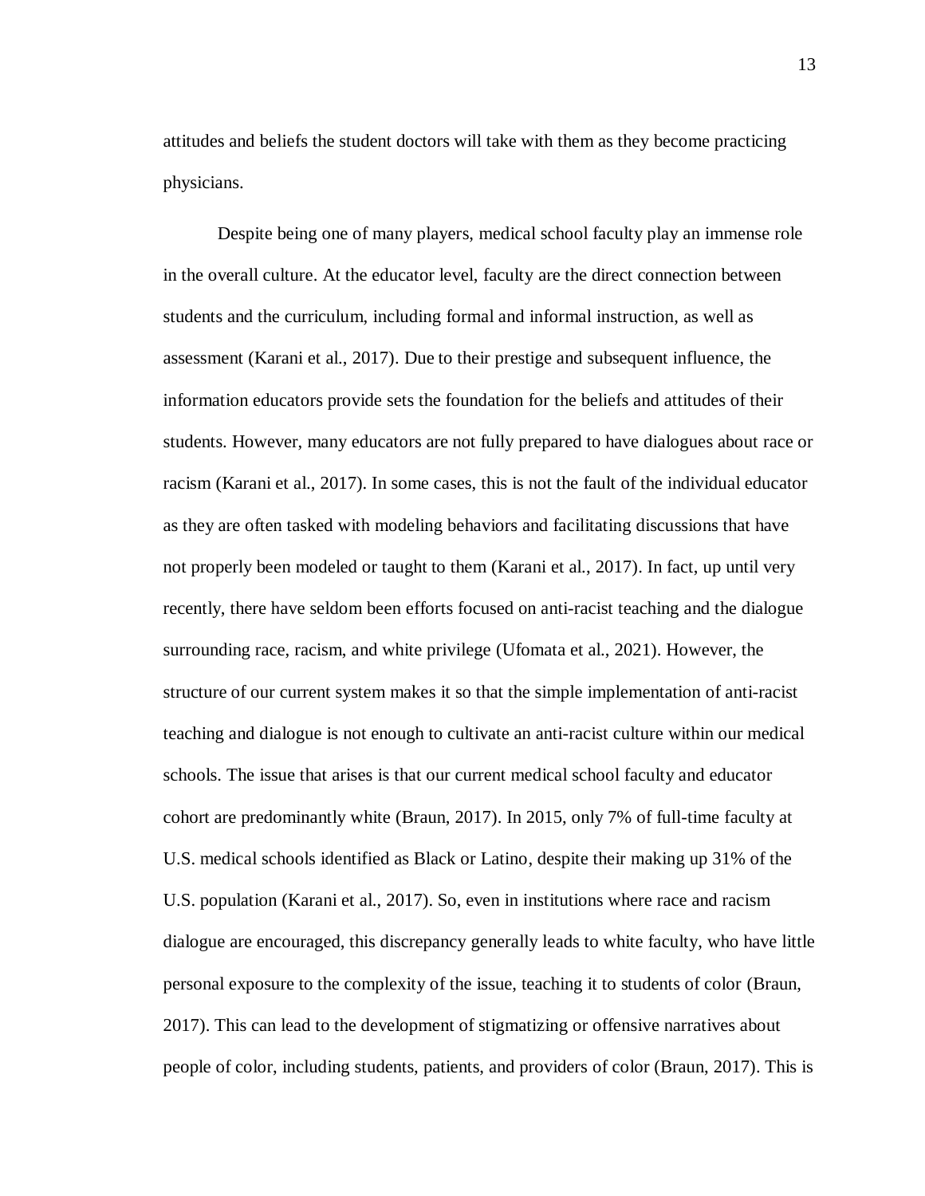attitudes and beliefs the student doctors will take with them as they become practicing physicians.

Despite being one of many players, medical school faculty play an immense role in the overall culture. At the educator level, faculty are the direct connection between students and the curriculum, including formal and informal instruction, as well as assessment (Karani et al., 2017). Due to their prestige and subsequent influence, the information educators provide sets the foundation for the beliefs and attitudes of their students. However, many educators are not fully prepared to have dialogues about race or racism (Karani et al., 2017). In some cases, this is not the fault of the individual educator as they are often tasked with modeling behaviors and facilitating discussions that have not properly been modeled or taught to them (Karani et al., 2017). In fact, up until very recently, there have seldom been efforts focused on anti-racist teaching and the dialogue surrounding race, racism, and white privilege (Ufomata et al., 2021). However, the structure of our current system makes it so that the simple implementation of anti-racist teaching and dialogue is not enough to cultivate an anti-racist culture within our medical schools. The issue that arises is that our current medical school faculty and educator cohort are predominantly white (Braun, 2017). In 2015, only 7% of full-time faculty at U.S. medical schools identified as Black or Latino, despite their making up 31% of the U.S. population (Karani et al., 2017). So, even in institutions where race and racism dialogue are encouraged, this discrepancy generally leads to white faculty, who have little personal exposure to the complexity of the issue, teaching it to students of color (Braun, 2017). This can lead to the development of stigmatizing or offensive narratives about people of color, including students, patients, and providers of color (Braun, 2017). This is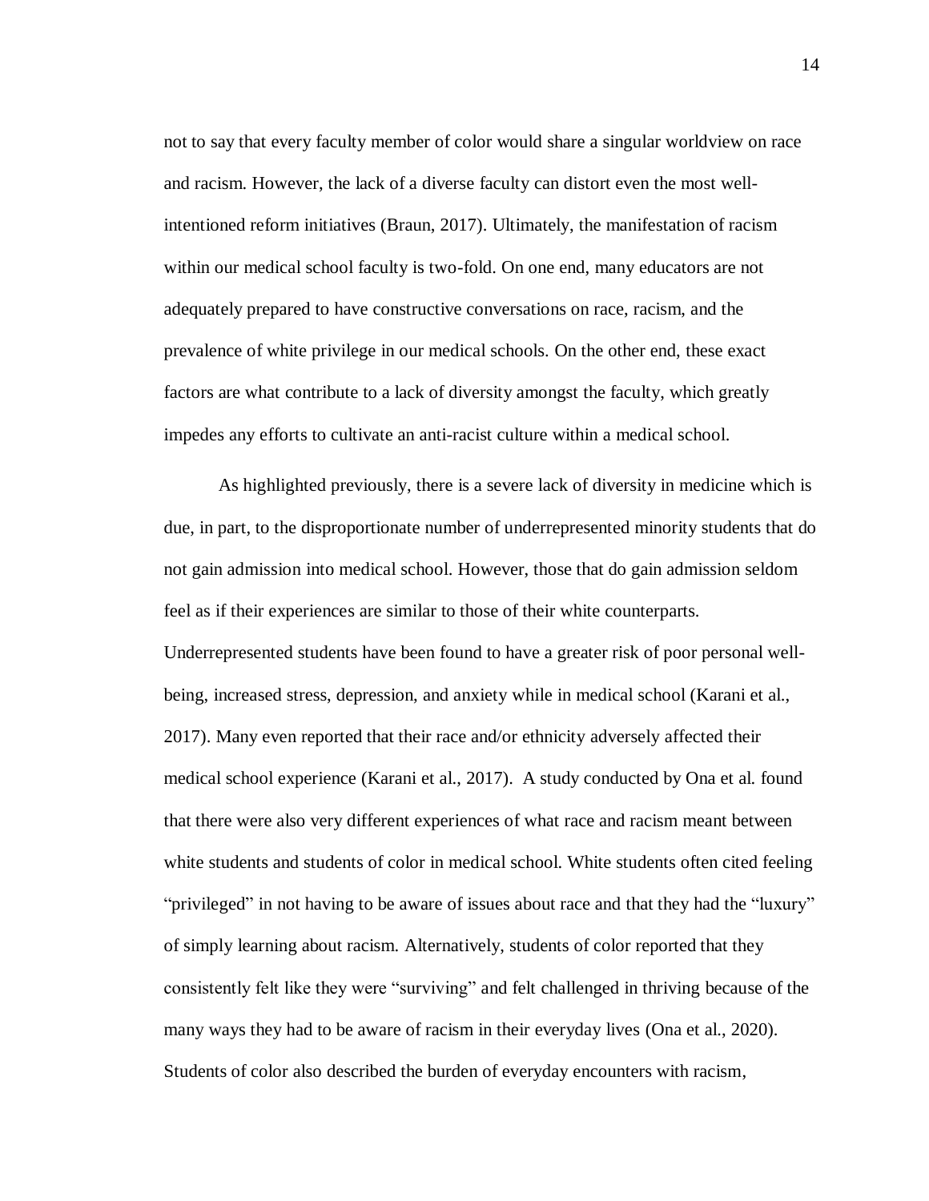not to say that every faculty member of color would share a singular worldview on race and racism. However, the lack of a diverse faculty can distort even the most well-intentioned reform initiatives (Braun, 2017). Ultimately, the manifestation of racism within our medical school faculty is two-fold. On one end, many educators are not adequately prepared to have constructive conversations on race, racism, and the prevalence of white privilege in our medical schools. On the other end, these exact factors are what contribute to a lack of diversity amongst the faculty, which greatly impedes any efforts to cultivate an anti-racist culture within a medical school.

As highlighted previously, there is a severe lack of diversity in medicine which is due, in part, to the disproportionate number of underrepresented minority students that do not gain admission into medical school. However, those that do gain admission seldom feel as if their experiences are similar to those of their white counterparts. Underrepresented students have been found to have a greater risk of poor personal well-being, increased stress, depression, and anxiety while in medical school (Karani et al., 2017). Many even reported that their race and/or ethnicity adversely affected their medical school experience (Karani et al., 2017). A study conducted by Ona et al. found that there were also very different experiences of what race and racism meant between white students and students of color in medical school. White students often cited feeling "privileged" in not having to be aware of issues about race and that they had the "luxury" of simply learning about racism. Alternatively, students of color reported that they consistently felt like they were "surviving" and felt challenged in thriving because of the many ways they had to be aware of racism in their everyday lives (Ona et al., 2020). Students of color also described the burden of everyday encounters with racism,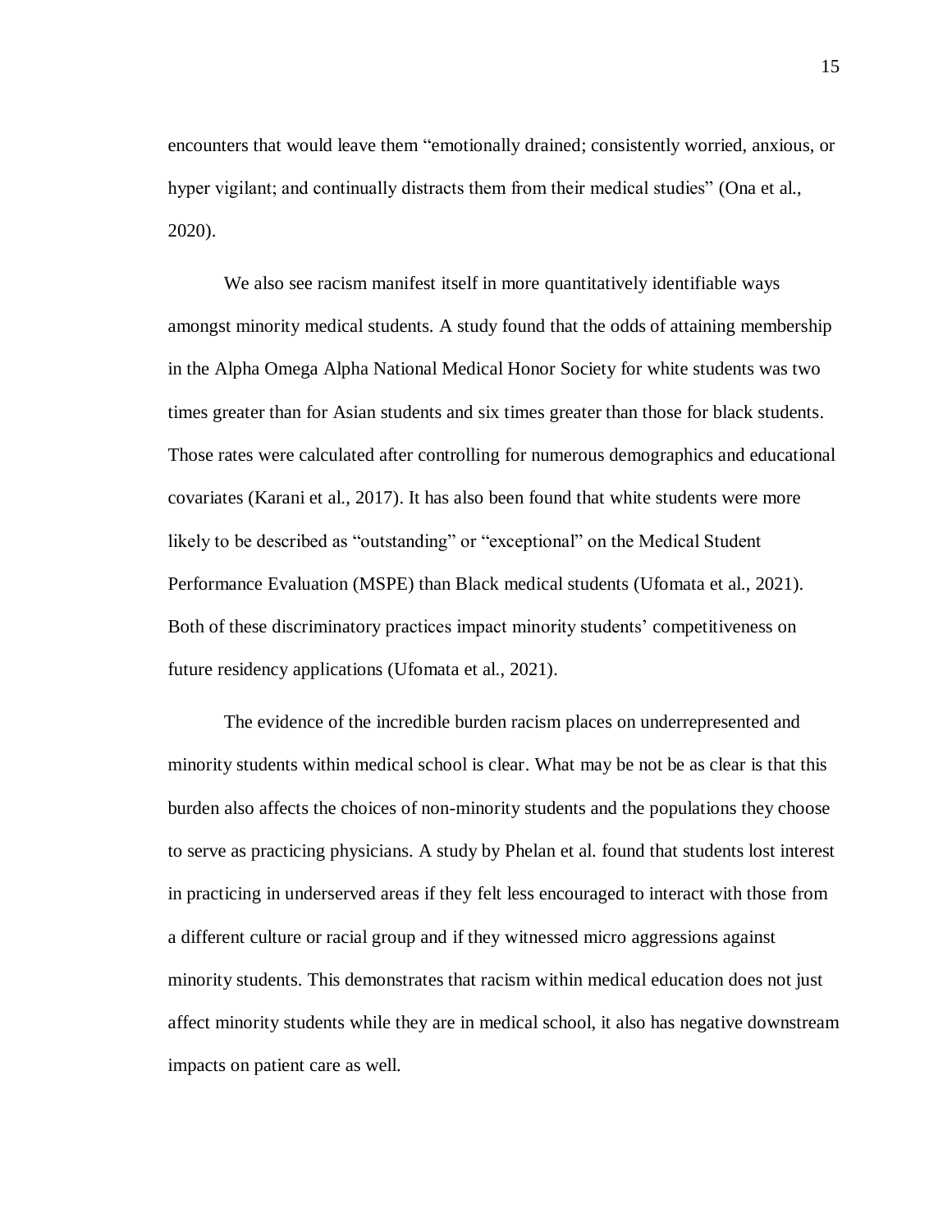encounters that would leave them "emotionally drained; consistently worried, anxious, or hyper vigilant; and continually distracts them from their medical studies" (Ona et al., 2020).

We also see racism manifest itself in more quantitatively identifiable ways amongst minority medical students. A study found that the odds of attaining membership in the Alpha Omega Alpha National Medical Honor Society for white students was two times greater than for Asian students and six times greater than those for black students. Those rates were calculated after controlling for numerous demographics and educational covariates (Karani et al., 2017). It has also been found that white students were more likely to be described as "outstanding" or "exceptional" on the Medical Student Performance Evaluation (MSPE) than Black medical students (Ufomata et al., 2021). Both of these discriminatory practices impact minority students' competitiveness on future residency applications (Ufomata et al., 2021).

The evidence of the incredible burden racism places on underrepresented and minority students within medical school is clear. What may be not be as clear is that this burden also affects the choices of non-minority students and the populations they choose to serve as practicing physicians. A study by Phelan et al. found that students lost interest in practicing in underserved areas if they felt less encouraged to interact with those from a different culture or racial group and if they witnessed micro aggressions against minority students. This demonstrates that racism within medical education does not just affect minority students while they are in medical school, it also has negative downstream impacts on patient care as well.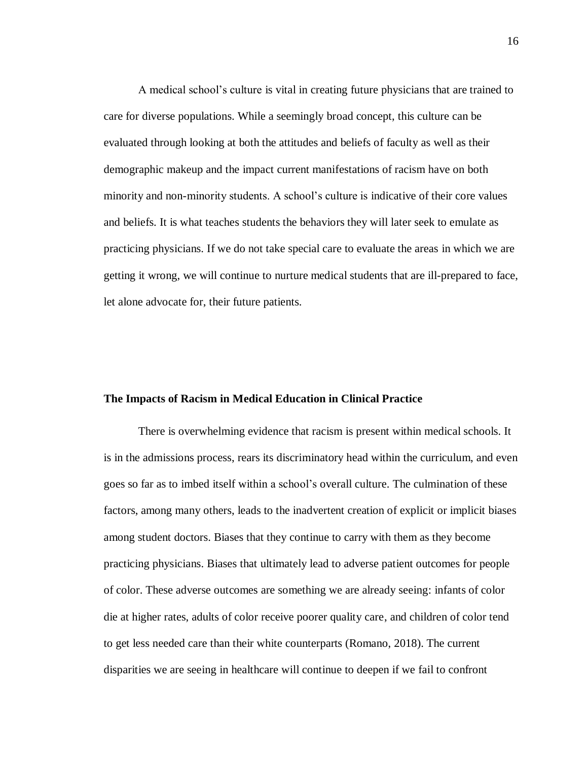A medical school's culture is vital in creating future physicians that are trained to care for diverse populations. While a seemingly broad concept, this culture can be evaluated through looking at both the attitudes and beliefs of faculty as well as their demographic makeup and the impact current manifestations of racism have on both minority and non-minority students. A school's culture is indicative of their core values and beliefs. It is what teaches students the behaviors they will later seek to emulate as practicing physicians. If we do not take special care to evaluate the areas in which we are getting it wrong, we will continue to nurture medical students that are ill-prepared to face, let alone advocate for, their future patients.

**The Impacts of Racism in Medical Education in Clinical Practice**

There is overwhelming evidence that racism is present within medical schools. It is in the admissions process, rears its discriminatory head within the curriculum, and even goes so far as to imbed itself within a school's overall culture. The culmination of these factors, among many others, leads to the inadvertent creation of explicit or implicit biases among student doctors. Biases that they continue to carry with them as they become practicing physicians. Biases that ultimately lead to adverse patient outcomes for people of color. These adverse outcomes are something we are already seeing: infants of color die at higher rates, adults of color receive poorer quality care, and children of color tend to get less needed care than their white counterparts (Romano, 2018). The current disparities we are seeing in healthcare will continue to deepen if we fail to confront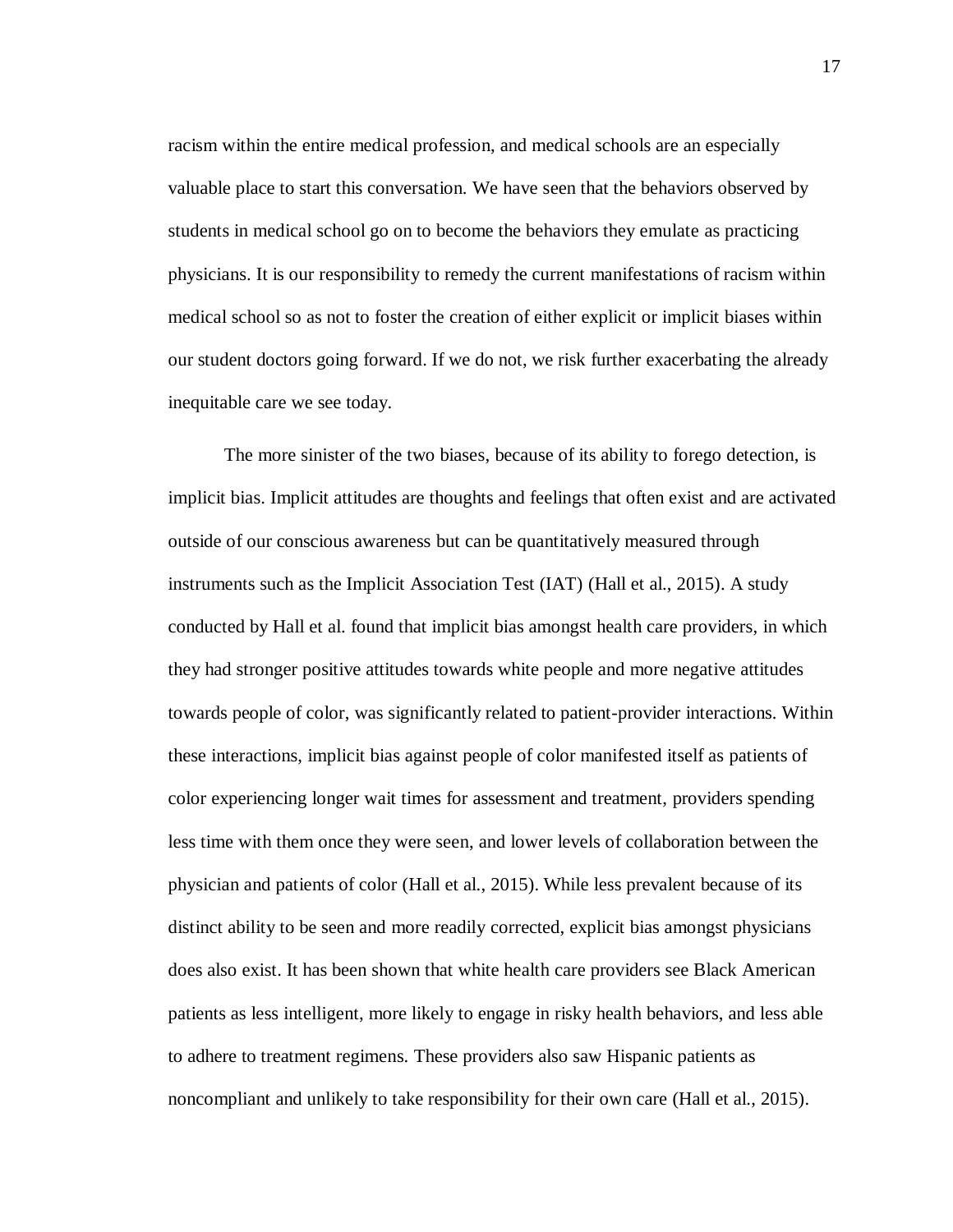racism within the entire medical profession, and medical schools are an especially valuable place to start this conversation. We have seen that the behaviors observed by students in medical school go on to become the behaviors they emulate as practicing physicians. It is our responsibility to remedy the current manifestations of racism within medical school so as not to foster the creation of either explicit or implicit biases within our student doctors going forward. If we do not, we risk further exacerbating the already inequitable care we see today.

The more sinister of the two biases, because of its ability to forego detection, is implicit bias. Implicit attitudes are thoughts and feelings that often exist and are activated outside of our conscious awareness but can be quantitatively measured through instruments such as the Implicit Association Test (IAT) (Hall et al., 2015). A study conducted by Hall et al. found that implicit bias amongst health care providers, in which they had stronger positive attitudes towards white people and more negative attitudes towards people of color, was significantly related to patient-provider interactions. Within these interactions, implicit bias against people of color manifested itself as patients of color experiencing longer wait times for assessment and treatment, providers spending less time with them once they were seen, and lower levels of collaboration between the physician and patients of color (Hall et al., 2015). While less prevalent because of its distinct ability to be seen and more readily corrected, explicit bias amongst physicians does also exist. It has been shown that white health care providers see Black American patients as less intelligent, more likely to engage in risky health behaviors, and less able to adhere to treatment regimens. These providers also saw Hispanic patients as noncompliant and unlikely to take responsibility for their own care (Hall et al., 2015).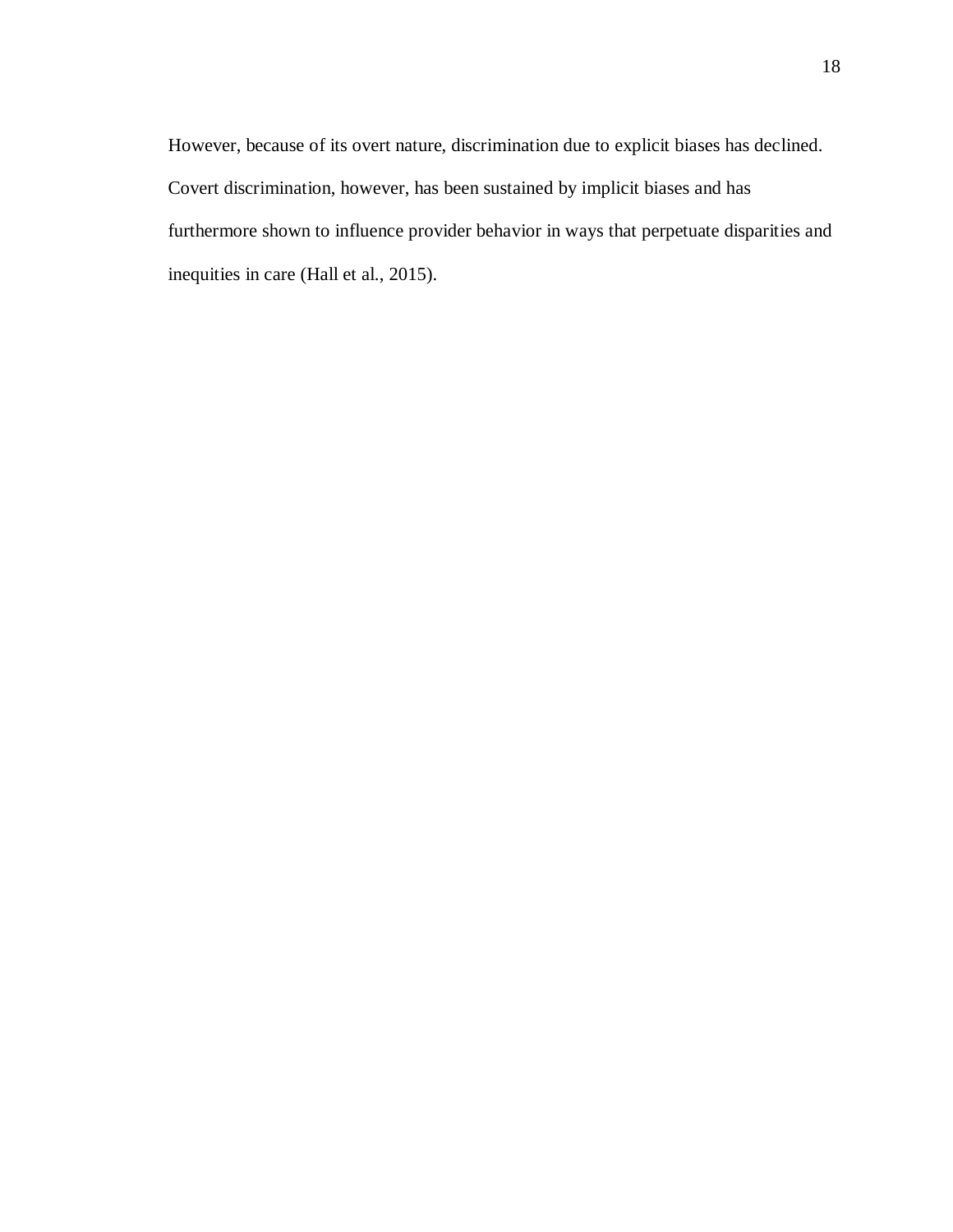However, because of its overt nature, discrimination due to explicit biases has declined. Covert discrimination, however, has been sustained by implicit biases and has furthermore shown to influence provider behavior in ways that perpetuate disparities and inequities in care (Hall et al., 2015).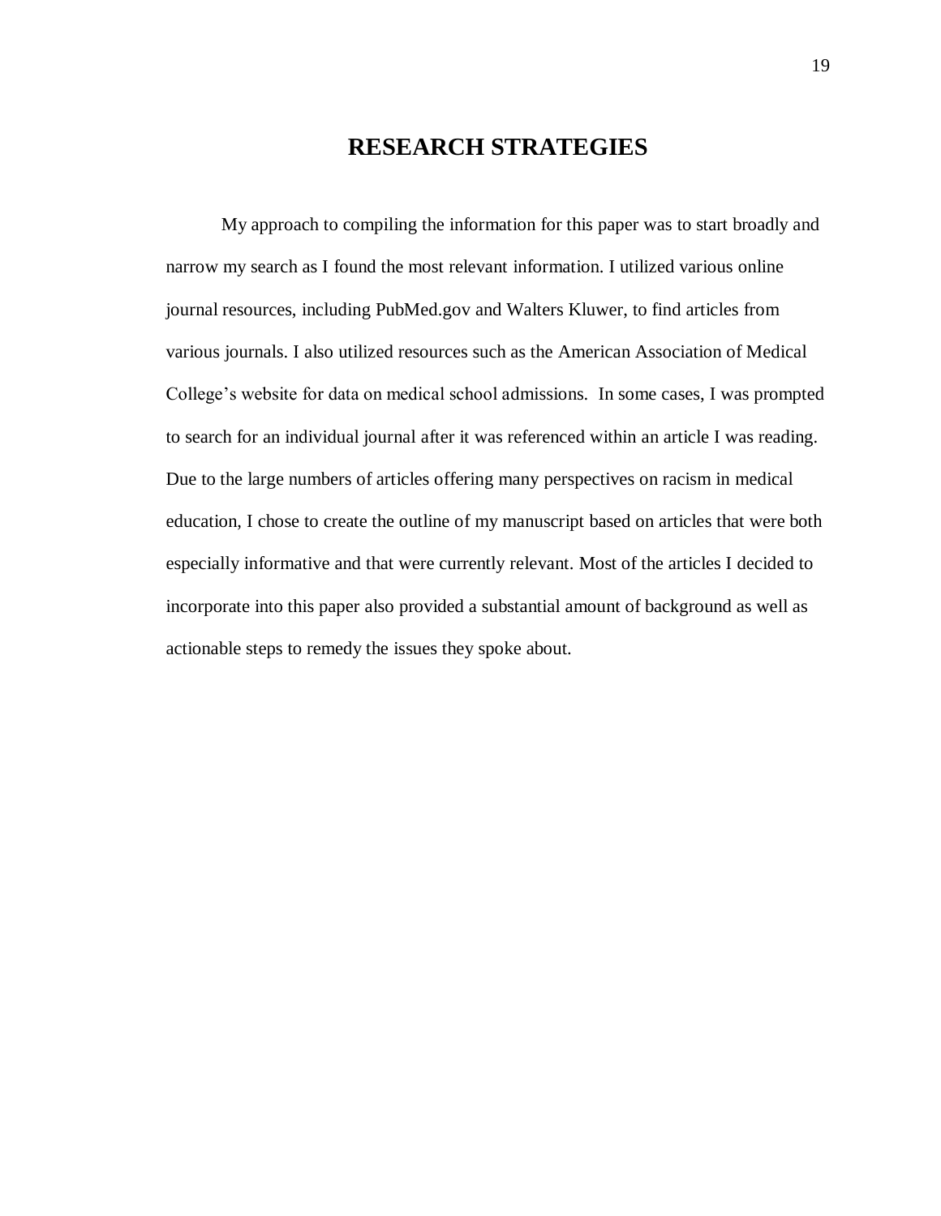# RESEARCH STRATEGIES

My approach to compiling the information for this paper was to start broadly and narrow my search as I found the most relevant information. I utilized various online journal resources, including PubMed.gov and Walters Kluwer, to find articles from various journals. I also utilized resources such as the American Association of Medical College's website for data on medical school admissions. In some cases, I was prompted to search for an individual journal after it was referenced within an article I was reading. Due to the large numbers of articles offering many perspectives on racism in medical education, I chose to create the outline of my manuscript based on articles that were both especially informative and that were currently relevant. Most of the articles I decided to incorporate into this paper also provided a substantial amount of background as well as actionable steps to remedy the issues they spoke about.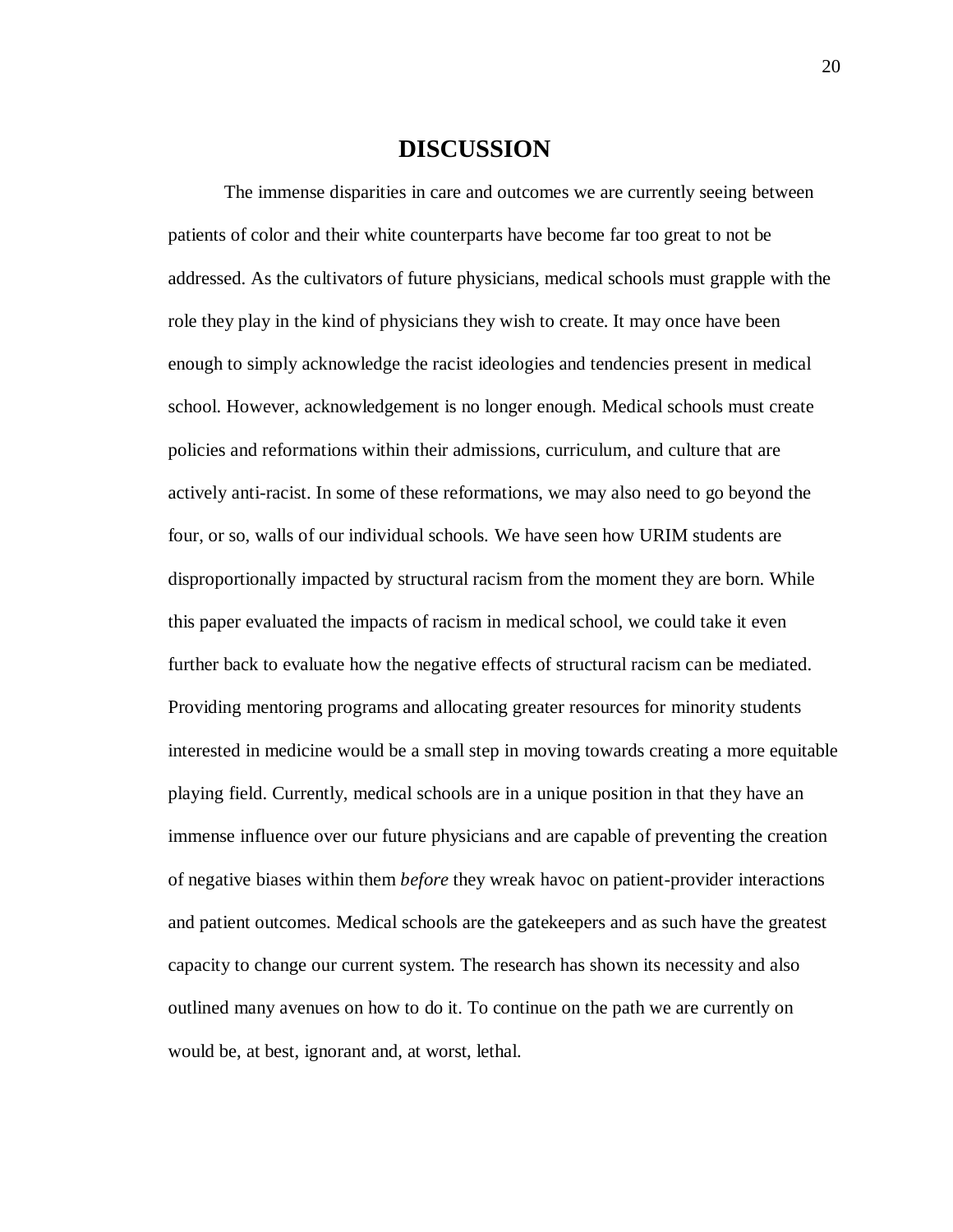# DISCUSSION

The immense disparities in care and outcomes we are currently seeing between patients of color and their white counterparts have become far too great to not be addressed. As the cultivators of future physicians, medical schools must grapple with the role they play in the kind of physicians they wish to create. It may once have been enough to simply acknowledge the racist ideologies and tendencies present in medical school. However, acknowledgement is no longer enough. Medical schools must create policies and reformations within their admissions, curriculum, and culture that are actively anti-racist. In some of these reformations, we may also need to go beyond the four, or so, walls of our individual schools. We have seen how URIM students are disproportionally impacted by structural racism from the moment they are born. While this paper evaluated the impacts of racism in medical school, we could take it even further back to evaluate how the negative effects of structural racism can be mediated. Providing mentoring programs and allocating greater resources for minority students interested in medicine would be a small step in moving towards creating a more equitable playing field. Currently, medical schools are in a unique position in that they have an immense influence over our future physicians and are capable of preventing the creation of negative biases within them *before* they wreak havoc on patient-provider interactions and patient outcomes. Medical schools are the gatekeepers and as such have the greatest capacity to change our current system. The research has shown its necessity and also outlined many avenues on how to do it. To continue on the path we are currently on would be, at best, ignorant and, at worst, lethal.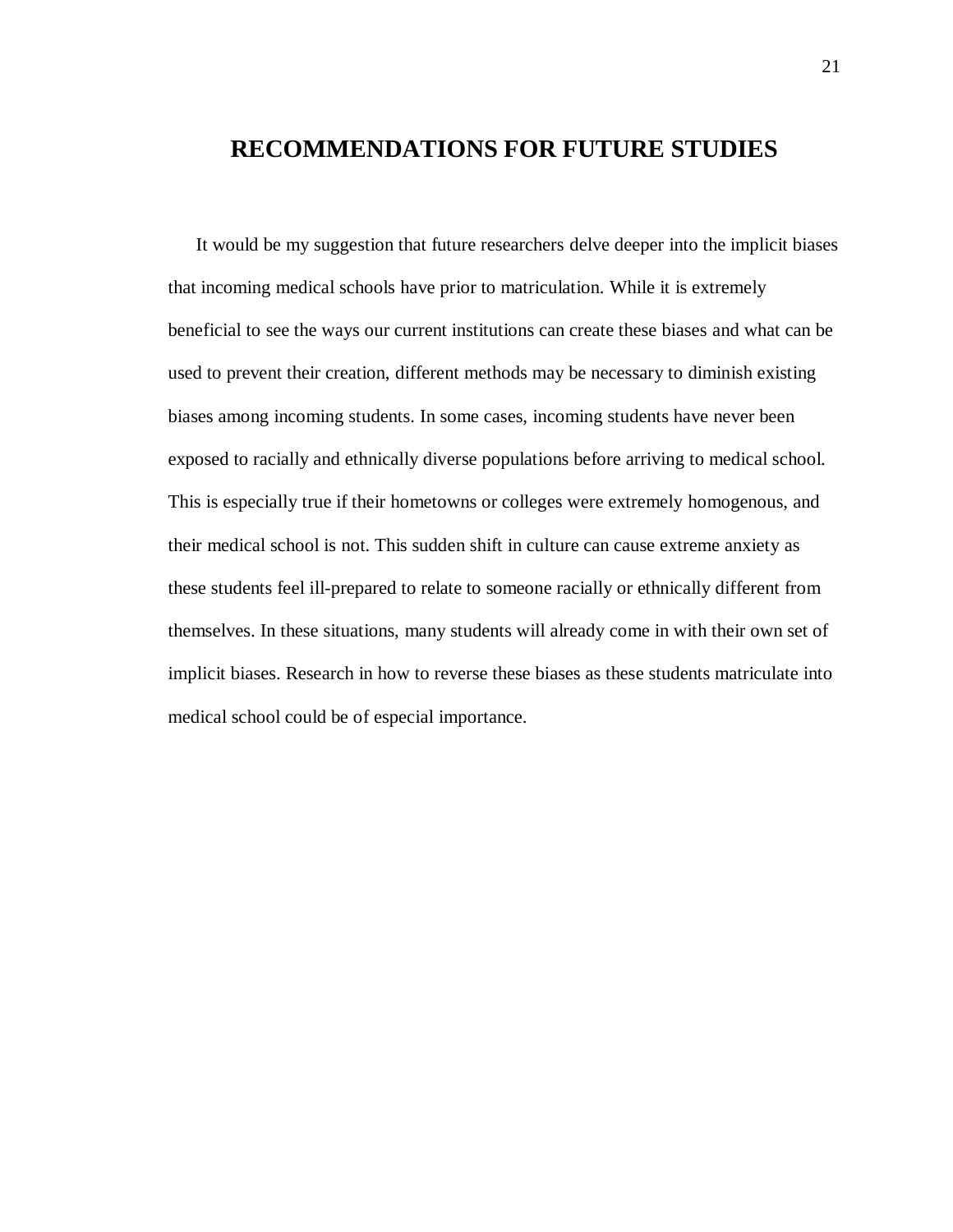# RECOMMENDATIONS FOR FUTURE STUDIES

It would be my suggestion that future researchers delve deeper into the implicit biases that incoming medical schools have prior to matriculation. While it is extremely beneficial to see the ways our current institutions can create these biases and what can be used to prevent their creation, different methods may be necessary to diminish existing biases among incoming students. In some cases, incoming students have never been exposed to racially and ethnically diverse populations before arriving to medical school. This is especially true if their hometowns or colleges were extremely homogenous, and their medical school is not. This sudden shift in culture can cause extreme anxiety as these students feel ill-prepared to relate to someone racially or ethnically different from themselves. In these situations, many students will already come in with their own set of implicit biases. Research in how to reverse these biases as these students matriculate into medical school could be of especial importance.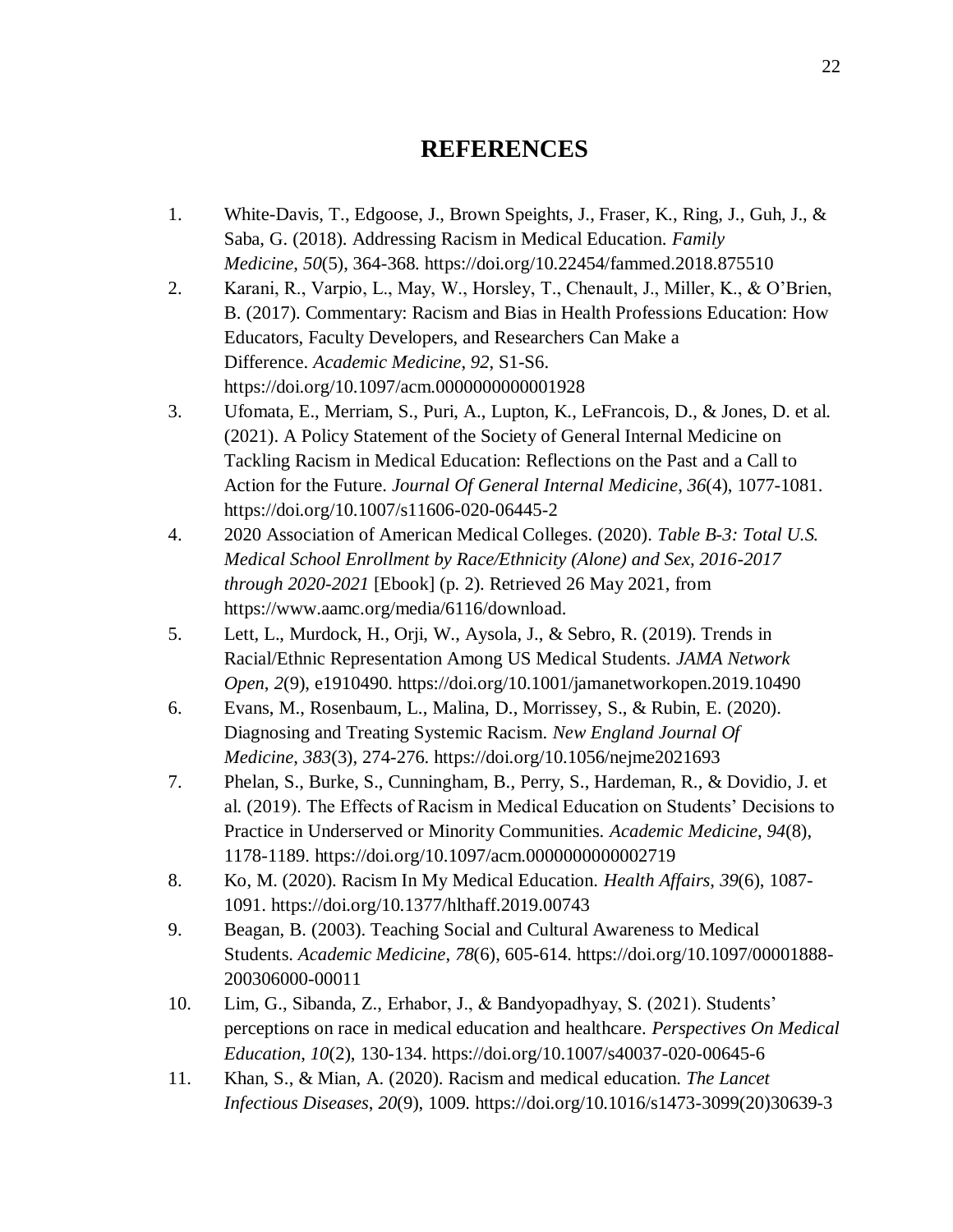# REFERENCES

1. White-Davis, T., Edgoose, J., Brown Speights, J., Fraser, K., Ring, J., Guh, J., & Saba, G. (2018). Addressing Racism in Medical Education. *Family Medicine*, *50*(5), 364-368. https://doi.org/10.22454/fammed.2018.875510
2. Karani, R., Varpio, L., May, W., Horsley, T., Chenault, J., Miller, K., & O'Brien, B. (2017). Commentary: Racism and Bias in Health Professions Education: How Educators, Faculty Developers, and Researchers Can Make a Difference. *Academic Medicine*, *92*, S1-S6. https://doi.org/10.1097/acm.0000000000001928
3. Ufomata, E., Merriam, S., Puri, A., Lupton, K., LeFrancois, D., & Jones, D. et al. (2021). A Policy Statement of the Society of General Internal Medicine on Tackling Racism in Medical Education: Reflections on the Past and a Call to Action for the Future. *Journal Of General Internal Medicine*, *36*(4), 1077-1081. https://doi.org/10.1007/s11606-020-06445-2
4. 2020 Association of American Medical Colleges. (2020). *Table B-3: Total U.S. Medical School Enrollment by Race/Ethnicity (Alone) and Sex, 2016-2017 through 2020-2021* [Ebook] (p. 2). Retrieved 26 May 2021, from https://www.aamc.org/media/6116/download.
5. Lett, L., Murdock, H., Orji, W., Aysola, J., & Sebro, R. (2019). Trends in Racial/Ethnic Representation Among US Medical Students. *JAMA Network Open*, *2*(9), e1910490. https://doi.org/10.1001/jamanetworkopen.2019.10490
6. Evans, M., Rosenbaum, L., Malina, D., Morrissey, S., & Rubin, E. (2020). Diagnosing and Treating Systemic Racism. *New England Journal Of Medicine*, *383*(3), 274-276. https://doi.org/10.1056/nejme2021693
7. Phelan, S., Burke, S., Cunningham, B., Perry, S., Hardeman, R., & Dovidio, J. et al. (2019). The Effects of Racism in Medical Education on Students' Decisions to Practice in Underserved or Minority Communities. *Academic Medicine*, *94*(8), 1178-1189. https://doi.org/10.1097/acm.0000000000002719
8. Ko, M. (2020). Racism In My Medical Education. *Health Affairs*, *39*(6), 1087-1091. https://doi.org/10.1377/hlthaff.2019.00743
9. Beagan, B. (2003). Teaching Social and Cultural Awareness to Medical Students. *Academic Medicine*, *78*(6), 605-614. https://doi.org/10.1097/00001888-200306000-00011
10. Lim, G., Sibanda, Z., Erhabor, J., & Bandyopadhyay, S. (2021). Students' perceptions on race in medical education and healthcare. *Perspectives On Medical Education*, *10*(2), 130-134. https://doi.org/10.1007/s40037-020-00645-6
11. Khan, S., & Mian, A. (2020). Racism and medical education. *The Lancet Infectious Diseases*, *20*(9), 1009. https://doi.org/10.1016/s1473-3099(20)30639-3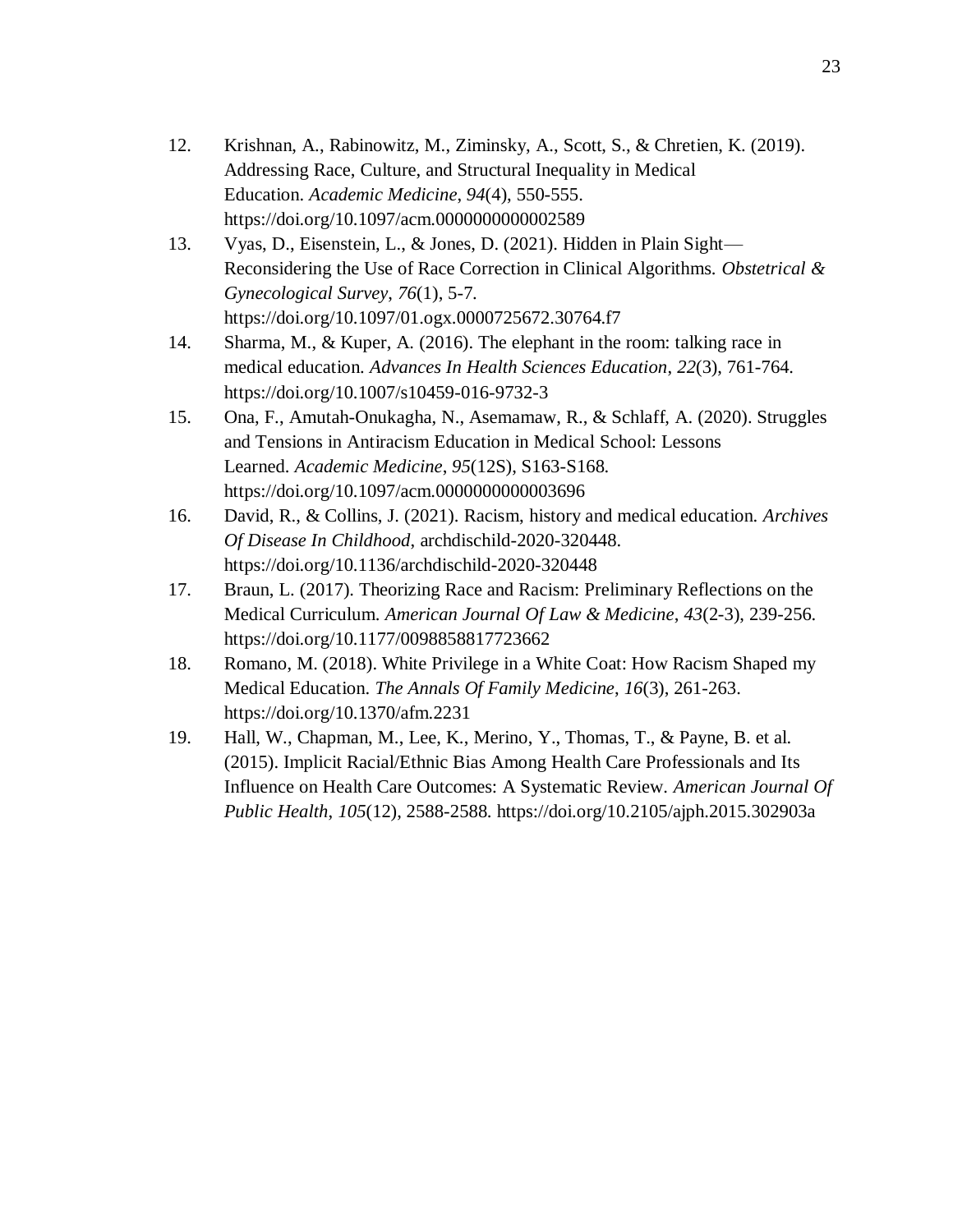12. Krishnan, A., Rabinowitz, M., Ziminsky, A., Scott, S., & Chretien, K. (2019). Addressing Race, Culture, and Structural Inequality in Medical Education. *Academic Medicine*, *94*(4), 550-555. https://doi.org/10.1097/acm.0000000000002589
13. Vyas, D., Eisenstein, L., & Jones, D. (2021). Hidden in Plain Sight—Reconsidering the Use of Race Correction in Clinical Algorithms. *Obstetrical & Gynecological Survey*, *76*(1), 5-7. https://doi.org/10.1097/01.ogx.0000725672.30764.f7
14. Sharma, M., & Kuper, A. (2016). The elephant in the room: talking race in medical education. *Advances In Health Sciences Education*, *22*(3), 761-764. https://doi.org/10.1007/s10459-016-9732-3
15. Ona, F., Amutah-Onukagha, N., Asemamaw, R., & Schlaff, A. (2020). Struggles and Tensions in Antiracism Education in Medical School: Lessons Learned. *Academic Medicine*, *95*(12S), S163-S168. https://doi.org/10.1097/acm.0000000000003696
16. David, R., & Collins, J. (2021). Racism, history and medical education. *Archives Of Disease In Childhood*, archdischild-2020-320448. https://doi.org/10.1136/archdischild-2020-320448
17. Braun, L. (2017). Theorizing Race and Racism: Preliminary Reflections on the Medical Curriculum. *American Journal Of Law & Medicine*, *43*(2-3), 239-256. https://doi.org/10.1177/0098858817723662
18. Romano, M. (2018). White Privilege in a White Coat: How Racism Shaped my Medical Education. *The Annals Of Family Medicine*, *16*(3), 261-263. https://doi.org/10.1370/afm.2231
19. Hall, W., Chapman, M., Lee, K., Merino, Y., Thomas, T., & Payne, B. et al. (2015). Implicit Racial/Ethnic Bias Among Health Care Professionals and Its Influence on Health Care Outcomes: A Systematic Review. *American Journal Of Public Health*, *105*(12), 2588-2588. https://doi.org/10.2105/ajph.2015.302903a